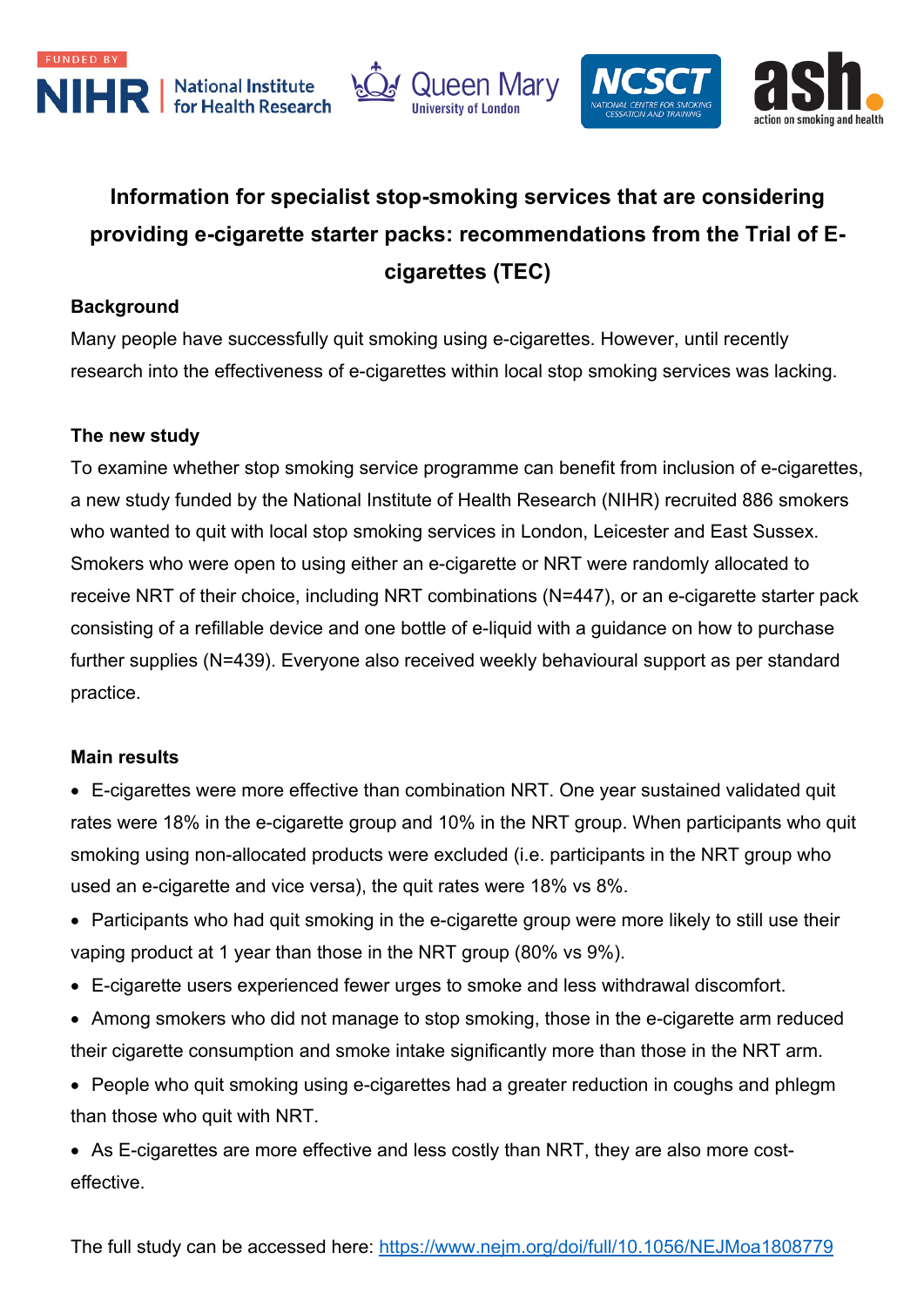FUNDED BY NIHR | National Institute for Health Research

Queen Mary University of London

NCSCT National Centre for Smoking Cessation and Training

ash action on smoking and health

# Information for specialist stop-smoking services that are considering providing e-cigarette starter packs: recommendations from the Trial of E-cigarettes (TEC)

## Background

Many people have successfully quit smoking using e-cigarettes. However, until recently research into the effectiveness of e-cigarettes within local stop smoking services was lacking.

## The new study

To examine whether stop smoking service programme can benefit from inclusion of e-cigarettes, a new study funded by the National Institute of Health Research (NIHR) recruited 886 smokers who wanted to quit with local stop smoking services in London, Leicester and East Sussex. Smokers who were open to using either an e-cigarette or NRT were randomly allocated to receive NRT of their choice, including NRT combinations (N=447), or an e-cigarette starter pack consisting of a refillable device and one bottle of e-liquid with a guidance on how to purchase further supplies (N=439). Everyone also received weekly behavioural support as per standard practice.

## Main results

- E-cigarettes were more effective than combination NRT. One year sustained validated quit rates were 18% in the e-cigarette group and 10% in the NRT group. When participants who quit smoking using non-allocated products were excluded (i.e. participants in the NRT group who used an e-cigarette and vice versa), the quit rates were 18% vs 8%.
- Participants who had quit smoking in the e-cigarette group were more likely to still use their vaping product at 1 year than those in the NRT group (80% vs 9%).
- E-cigarette users experienced fewer urges to smoke and less withdrawal discomfort.
- Among smokers who did not manage to stop smoking, those in the e-cigarette arm reduced their cigarette consumption and smoke intake significantly more than those in the NRT arm.
- People who quit smoking using e-cigarettes had a greater reduction in coughs and phlegm than those who quit with NRT.
- As E-cigarettes are more effective and less costly than NRT, they are also more cost-effective.

The full study can be accessed here: https://www.nejm.org/doi/full/10.1056/NEJMoa1808779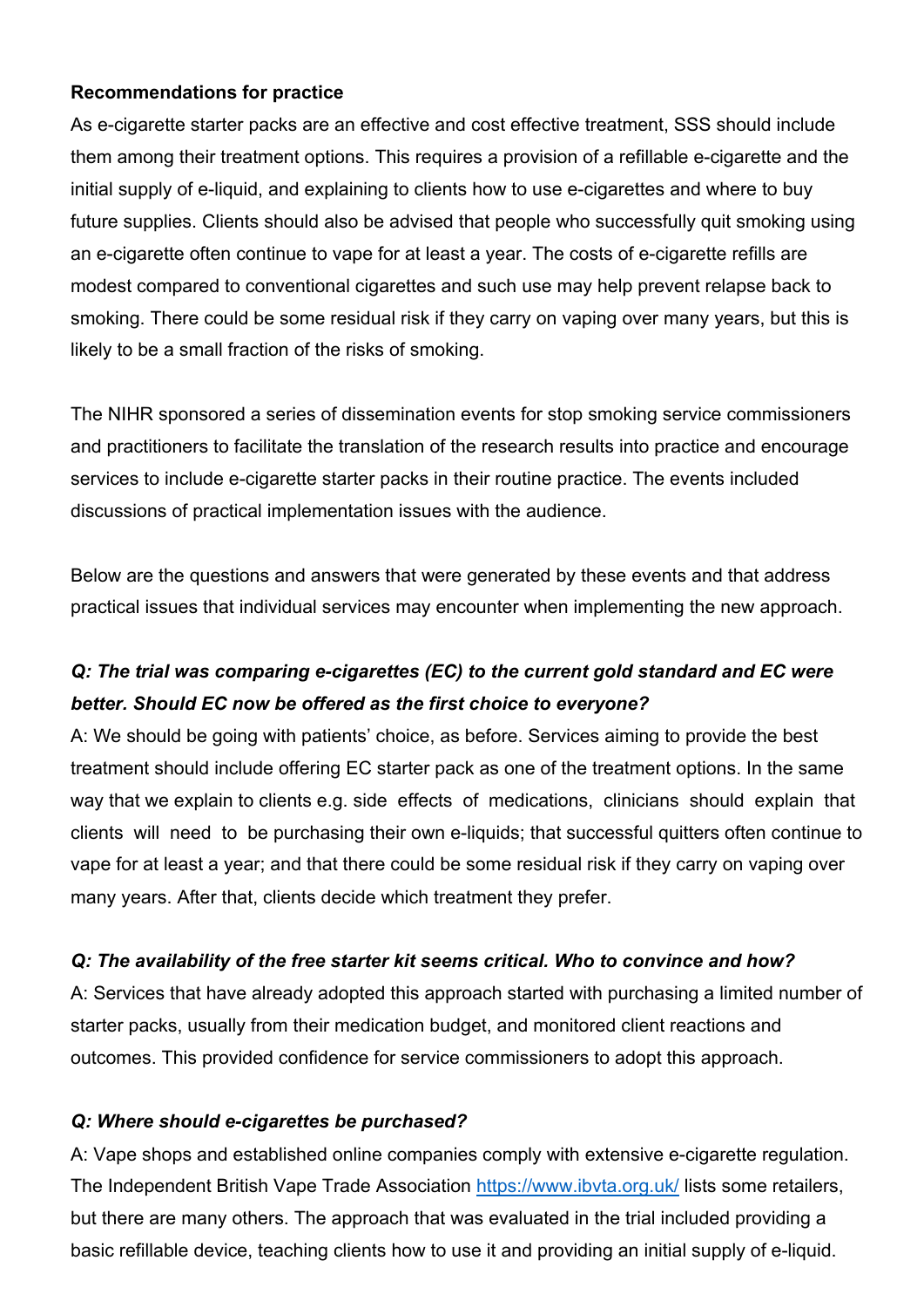**Recommendations for practice**

As e-cigarette starter packs are an effective and cost effective treatment, SSS should include them among their treatment options. This requires a provision of a refillable e-cigarette and the initial supply of e-liquid, and explaining to clients how to use e-cigarettes and where to buy future supplies. Clients should also be advised that people who successfully quit smoking using an e-cigarette often continue to vape for at least a year. The costs of e-cigarette refills are modest compared to conventional cigarettes and such use may help prevent relapse back to smoking. There could be some residual risk if they carry on vaping over many years, but this is likely to be a small fraction of the risks of smoking.

The NIHR sponsored a series of dissemination events for stop smoking service commissioners and practitioners to facilitate the translation of the research results into practice and encourage services to include e-cigarette starter packs in their routine practice. The events included discussions of practical implementation issues with the audience.

Below are the questions and answers that were generated by these events and that address practical issues that individual services may encounter when implementing the new approach.

***Q: The trial was comparing e-cigarettes (EC) to the current gold standard and EC were better. Should EC now be offered as the first choice to everyone?***

A: We should be going with patients' choice, as before. Services aiming to provide the best treatment should include offering EC starter pack as one of the treatment options. In the same way that we explain to clients e.g. side effects of medications, clinicians should explain that clients will need to be purchasing their own e-liquids; that successful quitters often continue to vape for at least a year; and that there could be some residual risk if they carry on vaping over many years. After that, clients decide which treatment they prefer.

***Q: The availability of the free starter kit seems critical. Who to convince and how?***

A: Services that have already adopted this approach started with purchasing a limited number of starter packs, usually from their medication budget, and monitored client reactions and outcomes. This provided confidence for service commissioners to adopt this approach.

***Q: Where should e-cigarettes be purchased?***

A: Vape shops and established online companies comply with extensive e-cigarette regulation. The Independent British Vape Trade Association https://www.ibvta.org.uk/ lists some retailers, but there are many others. The approach that was evaluated in the trial included providing a basic refillable device, teaching clients how to use it and providing an initial supply of e-liquid.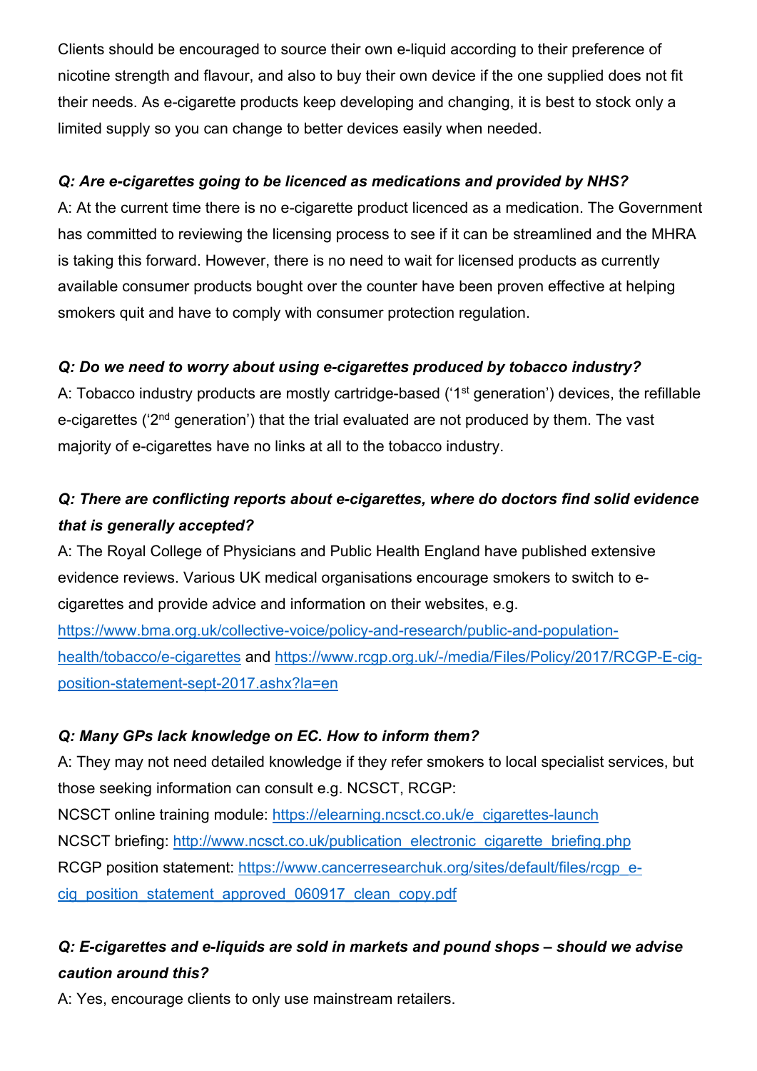Clients should be encouraged to source their own e-liquid according to their preference of nicotine strength and flavour, and also to buy their own device if the one supplied does not fit their needs. As e-cigarette products keep developing and changing, it is best to stock only a limited supply so you can change to better devices easily when needed.

***Q: Are e-cigarettes going to be licenced as medications and provided by NHS?***

A: At the current time there is no e-cigarette product licenced as a medication. The Government has committed to reviewing the licensing process to see if it can be streamlined and the MHRA is taking this forward. However, there is no need to wait for licensed products as currently available consumer products bought over the counter have been proven effective at helping smokers quit and have to comply with consumer protection regulation.

***Q: Do we need to worry about using e-cigarettes produced by tobacco industry?***

A: Tobacco industry products are mostly cartridge-based ('1st generation') devices, the refillable e-cigarettes ('2nd generation') that the trial evaluated are not produced by them. The vast majority of e-cigarettes have no links at all to the tobacco industry.

***Q: There are conflicting reports about e-cigarettes, where do doctors find solid evidence that is generally accepted?***

A: The Royal College of Physicians and Public Health England have published extensive evidence reviews. Various UK medical organisations encourage smokers to switch to e-cigarettes and provide advice and information on their websites, e.g. [https://www.bma.org.uk/collective-voice/policy-and-research/public-and-population-health/tobacco/e-cigarettes](https://www.bma.org.uk/collective-voice/policy-and-research/public-and-population-health/tobacco/e-cigarettes) and [https://www.rcgp.org.uk/-/media/Files/Policy/2017/RCGP-E-cig-position-statement-sept-2017.ashx?la=en](https://www.rcgp.org.uk/-/media/Files/Policy/2017/RCGP-E-cig-position-statement-sept-2017.ashx?la=en)

***Q: Many GPs lack knowledge on EC. How to inform them?***

A: They may not need detailed knowledge if they refer smokers to local specialist services, but those seeking information can consult e.g. NCSCT, RCGP:

NCSCT online training module: [https://elearning.ncsct.co.uk/e_cigarettes-launch](https://elearning.ncsct.co.uk/e_cigarettes-launch)

NCSCT briefing: [http://www.ncsct.co.uk/publication_electronic_cigarette_briefing.php](http://www.ncsct.co.uk/publication_electronic_cigarette_briefing.php)

RCGP position statement: [https://www.cancerresearchuk.org/sites/default/files/rcgp_e-cig_position_statement_approved_060917_clean_copy.pdf](https://www.cancerresearchuk.org/sites/default/files/rcgp_e-cig_position_statement_approved_060917_clean_copy.pdf)

***Q: E-cigarettes and e-liquids are sold in markets and pound shops – should we advise caution around this?***

A: Yes, encourage clients to only use mainstream retailers.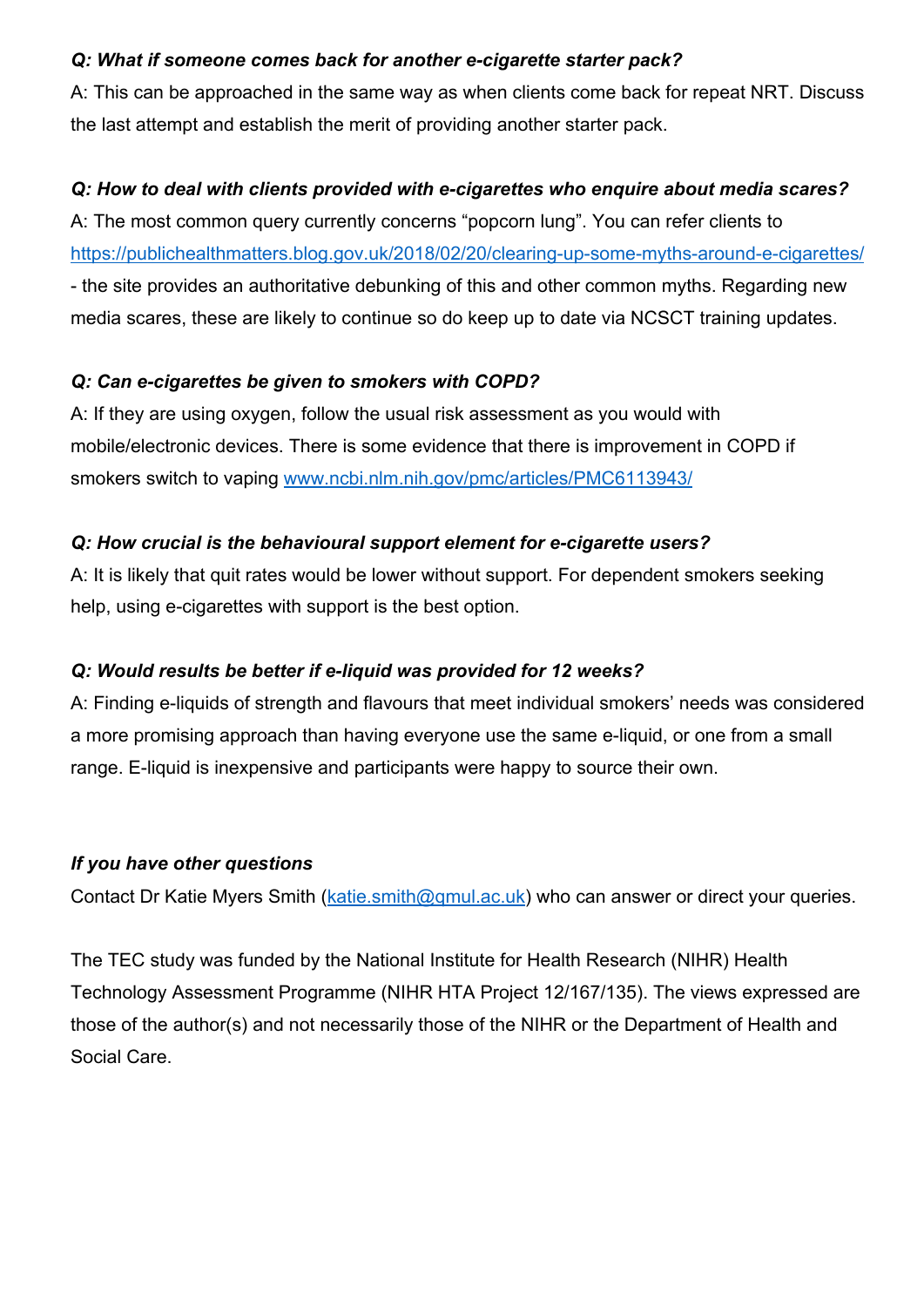***Q: What if someone comes back for another e-cigarette starter pack?***

A: This can be approached in the same way as when clients come back for repeat NRT. Discuss the last attempt and establish the merit of providing another starter pack.

***Q: How to deal with clients provided with e-cigarettes who enquire about media scares?***

A: The most common query currently concerns "popcorn lung". You can refer clients to https://publichealthmatters.blog.gov.uk/2018/02/20/clearing-up-some-myths-around-e-cigarettes/ - the site provides an authoritative debunking of this and other common myths. Regarding new media scares, these are likely to continue so do keep up to date via NCSCT training updates.

***Q: Can e-cigarettes be given to smokers with COPD?***

A: If they are using oxygen, follow the usual risk assessment as you would with mobile/electronic devices. There is some evidence that there is improvement in COPD if smokers switch to vaping www.ncbi.nlm.nih.gov/pmc/articles/PMC6113943/

***Q: How crucial is the behavioural support element for e-cigarette users?***

A: It is likely that quit rates would be lower without support. For dependent smokers seeking help, using e-cigarettes with support is the best option.

***Q: Would results be better if e-liquid was provided for 12 weeks?***

A: Finding e-liquids of strength and flavours that meet individual smokers' needs was considered a more promising approach than having everyone use the same e-liquid, or one from a small range. E-liquid is inexpensive and participants were happy to source their own.

***If you have other questions***

Contact Dr Katie Myers Smith (katie.smith@qmul.ac.uk) who can answer or direct your queries.

The TEC study was funded by the National Institute for Health Research (NIHR) Health Technology Assessment Programme (NIHR HTA Project 12/167/135). The views expressed are those of the author(s) and not necessarily those of the NIHR or the Department of Health and Social Care.